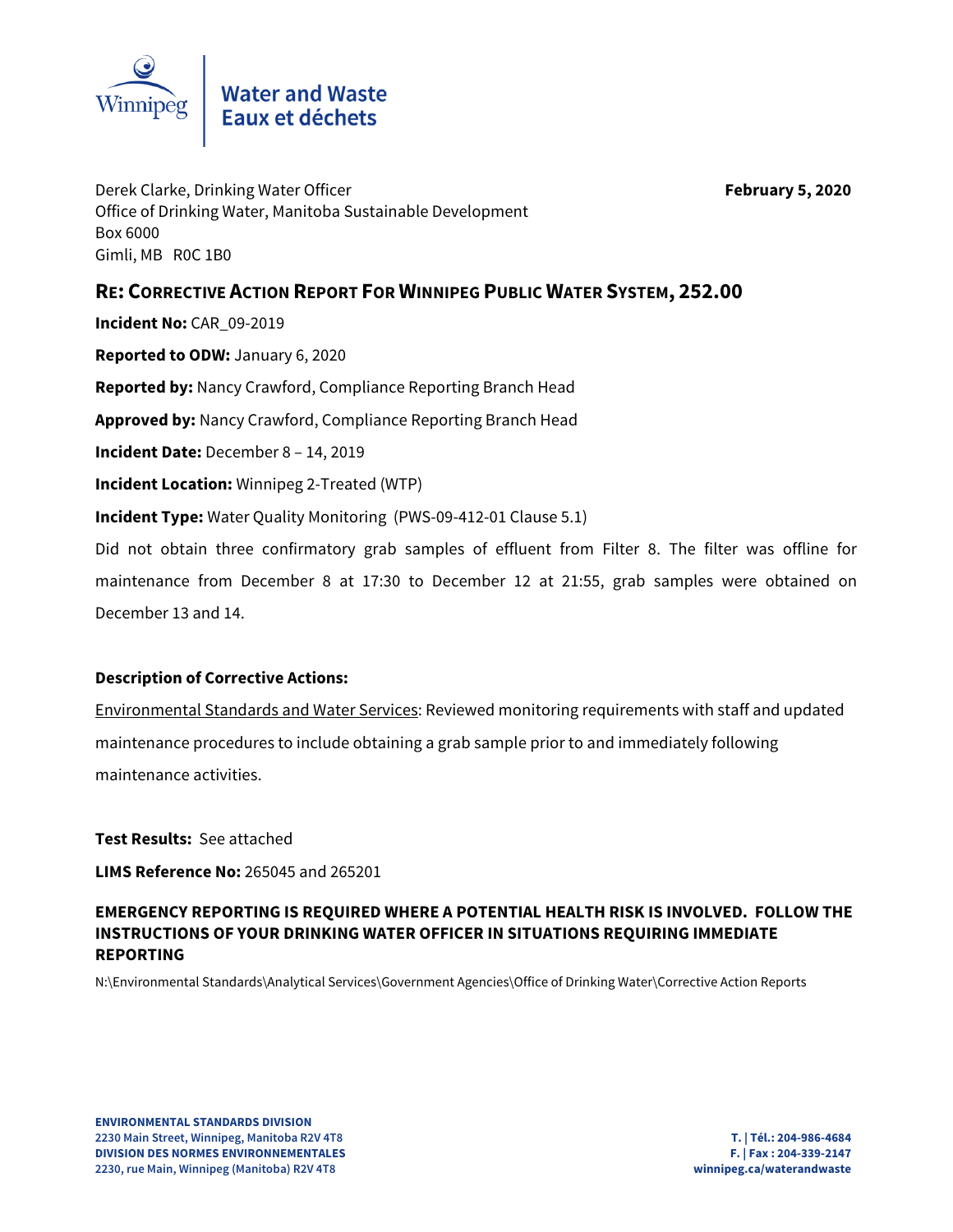Water and Waste
Eaux et déchets

Derek Clarke, Drinking Water Officer
Office of Drinking Water, Manitoba Sustainable Development
Box 6000
Gimli, MB R0C 1B0

**February 5, 2020**

## RE: CORRECTIVE ACTION REPORT FOR WINNIPEG PUBLIC WATER SYSTEM, 252.00

**Incident No:** CAR_09-2019

**Reported to ODW:** January 6, 2020

**Reported by:** Nancy Crawford, Compliance Reporting Branch Head

**Approved by:** Nancy Crawford, Compliance Reporting Branch Head

**Incident Date:** December 8 – 14, 2019

**Incident Location:** Winnipeg 2-Treated (WTP)

**Incident Type:** Water Quality Monitoring (PWS-09-412-01 Clause 5.1)

Did not obtain three confirmatory grab samples of effluent from Filter 8. The filter was offline for maintenance from December 8 at 17:30 to December 12 at 21:55, grab samples were obtained on December 13 and 14.

**Description of Corrective Actions:**

Environmental Standards and Water Services: Reviewed monitoring requirements with staff and updated maintenance procedures to include obtaining a grab sample prior to and immediately following maintenance activities.

**Test Results:** See attached

**LIMS Reference No:** 265045 and 265201

**EMERGENCY REPORTING IS REQUIRED WHERE A POTENTIAL HEALTH RISK IS INVOLVED. FOLLOW THE INSTRUCTIONS OF YOUR DRINKING WATER OFFICER IN SITUATIONS REQUIRING IMMEDIATE REPORTING**

N:\Environmental Standards\Analytical Services\Government Agencies\Office of Drinking Water\Corrective Action Reports

**ENVIRONMENTAL STANDARDS DIVISION**
**2230 Main Street, Winnipeg, Manitoba R2V 4T8**
**DIVISION DES NORMES ENVIRONNEMENTALES**
**2230, rue Main, Winnipeg (Manitoba) R2V 4T8**

**T. | Tél.: 204-986-4684**
**F. | Fax : 204-339-2147**
**winnipeg.ca/waterandwaste**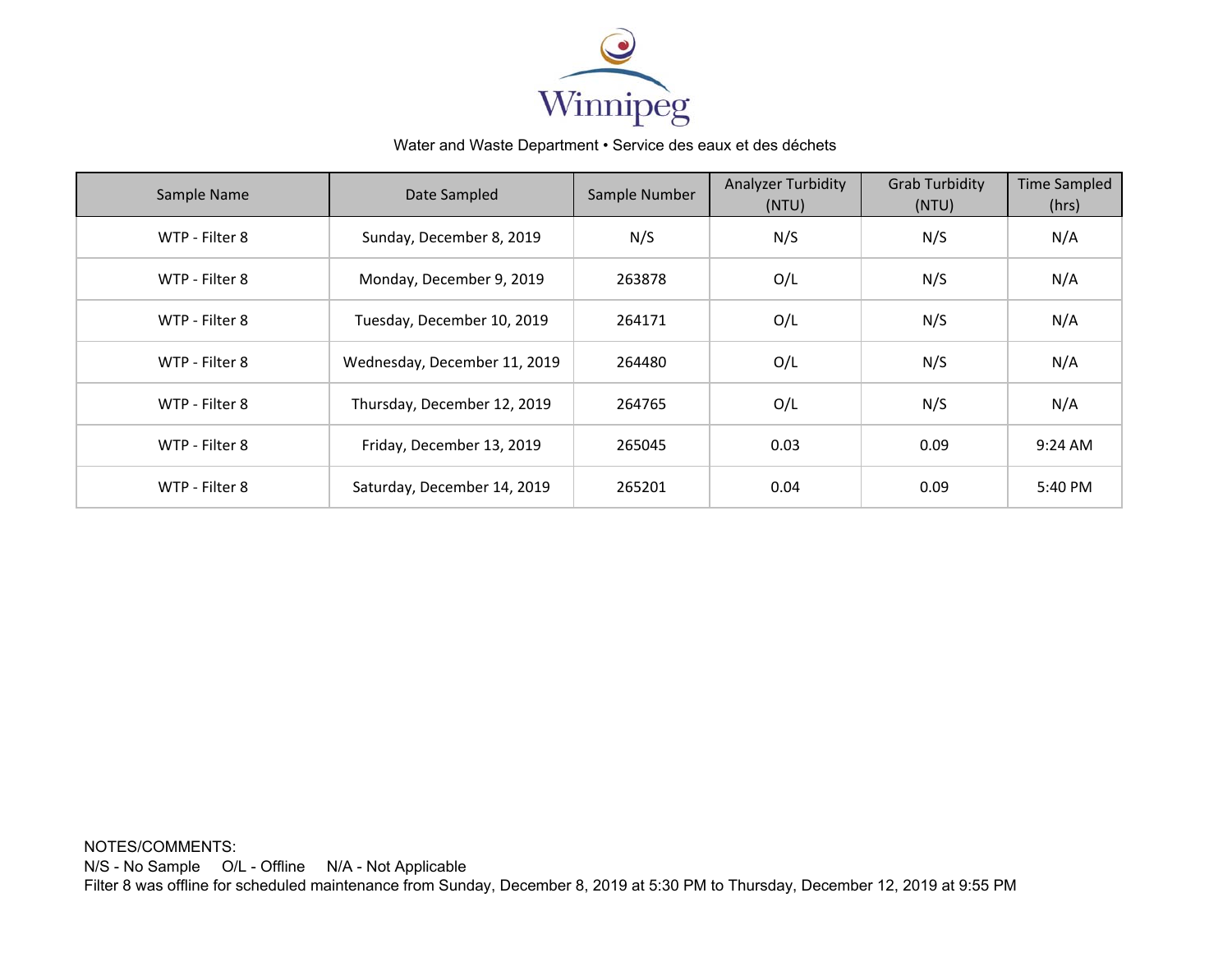Winnipeg

Water and Waste Department • Service des eaux et des déchets

| Sample Name | Date Sampled | Sample Number | Analyzer Turbidity (NTU) | Grab Turbidity (NTU) | Time Sampled (hrs) |
|---|---|---|---|---|---|
| WTP - Filter 8 | Sunday, December 8, 2019 | N/S | N/S | N/S | N/A |
| WTP - Filter 8 | Monday, December 9, 2019 | 263878 | O/L | N/S | N/A |
| WTP - Filter 8 | Tuesday, December 10, 2019 | 264171 | O/L | N/S | N/A |
| WTP - Filter 8 | Wednesday, December 11, 2019 | 264480 | O/L | N/S | N/A |
| WTP - Filter 8 | Thursday, December 12, 2019 | 264765 | O/L | N/S | N/A |
| WTP - Filter 8 | Friday, December 13, 2019 | 265045 | 0.03 | 0.09 | 9:24 AM |
| WTP - Filter 8 | Saturday, December 14, 2019 | 265201 | 0.04 | 0.09 | 5:40 PM |

NOTES/COMMENTS:

N/S - No Sample O/L - Offline N/A - Not Applicable

Filter 8 was offline for scheduled maintenance from Sunday, December 8, 2019 at 5:30 PM to Thursday, December 12, 2019 at 9:55 PM